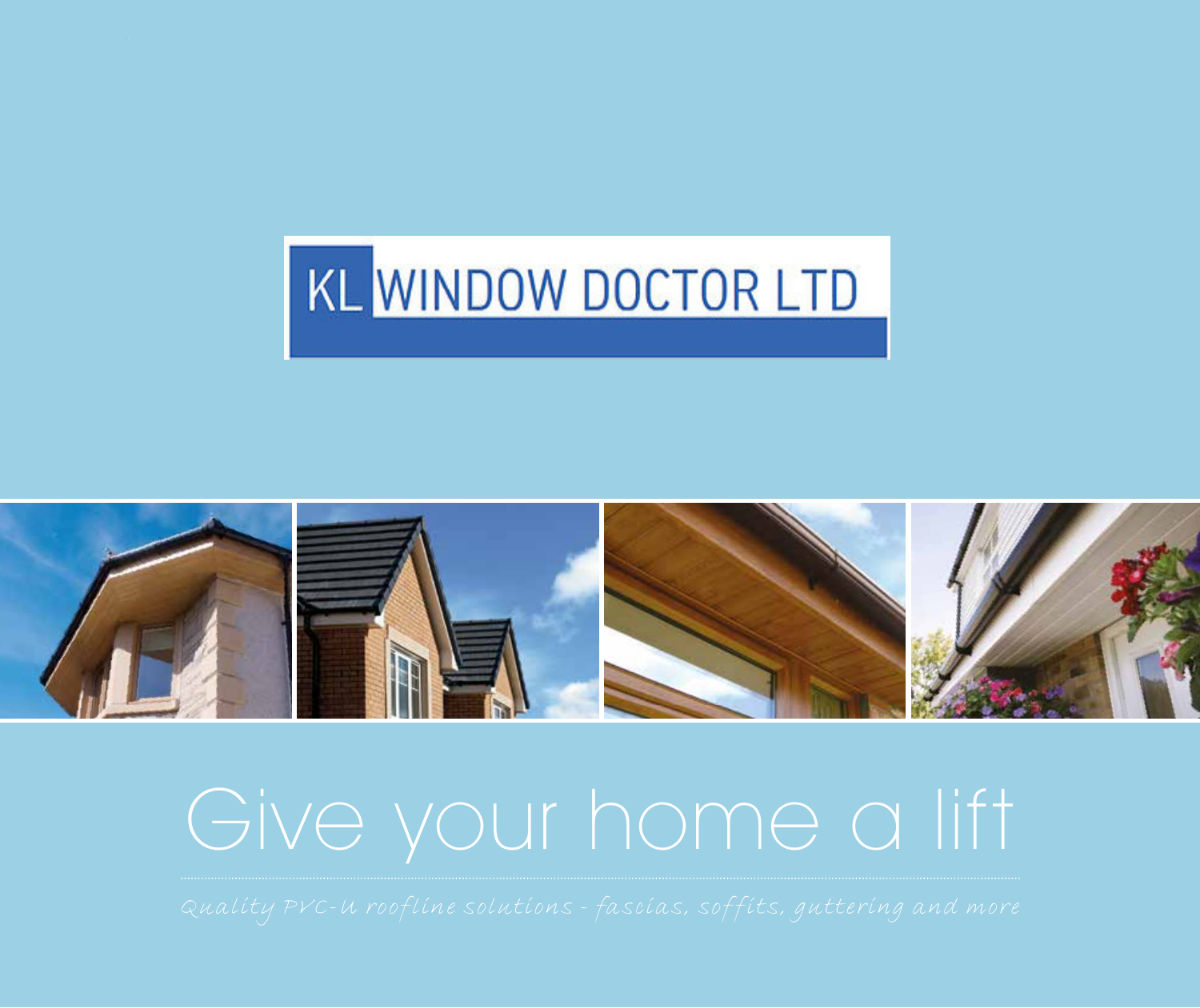KL WINDOW DOCTOR LTD

# Give your home a lift

*Quality PVC-U roofline solutions - fascias, soffits, guttering and more*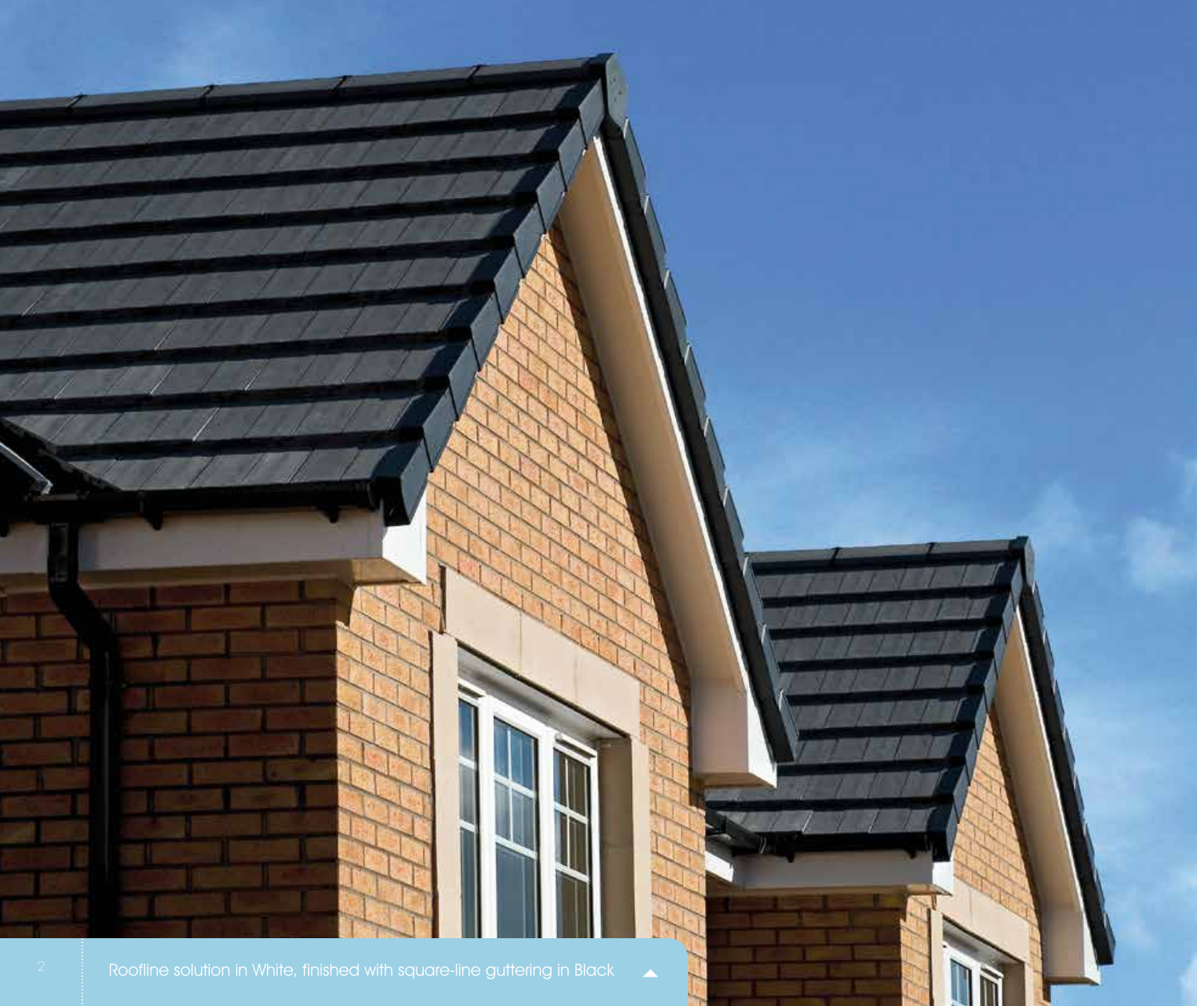Roofline solution in White, finished with square-line guttering in Black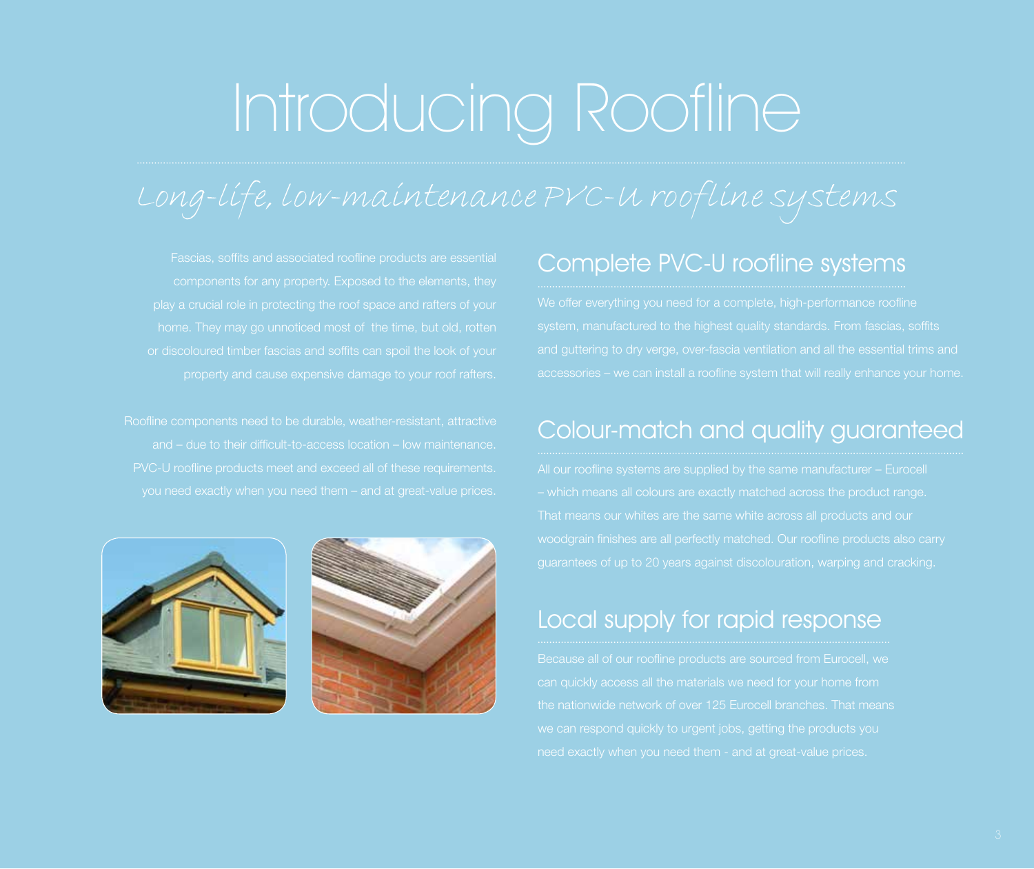# Introducing Roofline

## *Long-life, low-maintenance PVC-U roofline systems*

Fascias, soffits and associated roofline products are essential components for any property. Exposed to the elements, they play a crucial role in protecting the roof space and rafters of your home. They may go unnoticed most of the time, but old, rotten or discoloured timber fascias and soffits can spoil the look of your property and cause expensive damage to your roof rafters.

Roofline components need to be durable, weather-resistant, attractive and – due to their difficult-to-access location – low maintenance. PVC-U roofline products meet and exceed all of these requirements. you need exactly when you need them – and at great-value prices.

## Complete PVC-U roofline systems

We offer everything you need for a complete, high-performance roofline system, manufactured to the highest quality standards. From fascias, soffits and guttering to dry verge, over-fascia ventilation and all the essential trims and accessories – we can install a roofline system that will really enhance your home.

## Colour-match and quality guaranteed

All our roofline systems are supplied by the same manufacturer – Eurocell – which means all colours are exactly matched across the product range. That means our whites are the same white across all products and our woodgrain finishes are all perfectly matched. Our roofline products also carry guarantees of up to 20 years against discolouration, warping and cracking.

## Local supply for rapid response

Because all of our roofline products are sourced from Eurocell, we can quickly access all the materials we need for your home from the nationwide network of over 125 Eurocell branches. That means we can respond quickly to urgent jobs, getting the products you need exactly when you need them - and at great-value prices.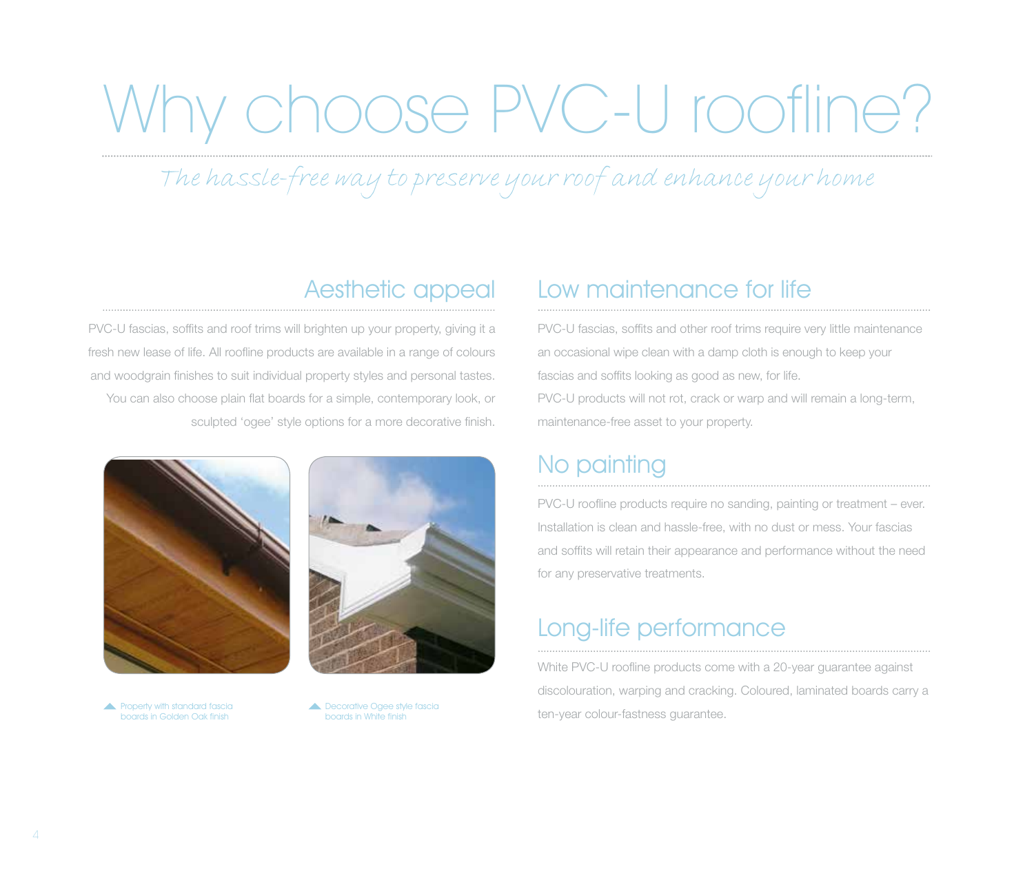# Why choose PVC-U roofline?

*The hassle-free way to preserve your roof and enhance your home*

## Aesthetic appeal

PVC-U fascias, soffits and roof trims will brighten up your property, giving it a fresh new lease of life. All roofline products are available in a range of colours and woodgrain finishes to suit individual property styles and personal tastes. You can also choose plain flat boards for a simple, contemporary look, or sculpted 'ogee' style options for a more decorative finish.

Property with standard fascia boards in Golden Oak finish

Decorative Ogee style fascia boards in White finish

## Low maintenance for life

PVC-U fascias, soffits and other roof trims require very little maintenance an occasional wipe clean with a damp cloth is enough to keep your fascias and soffits looking as good as new, for life.

PVC-U products will not rot, crack or warp and will remain a long-term, maintenance-free asset to your property.

## No painting

PVC-U roofline products require no sanding, painting or treatment – ever. Installation is clean and hassle-free, with no dust or mess. Your fascias and soffits will retain their appearance and performance without the need for any preservative treatments.

## Long-life performance

White PVC-U roofline products come with a 20-year guarantee against discolouration, warping and cracking. Coloured, laminated boards carry a ten-year colour-fastness guarantee.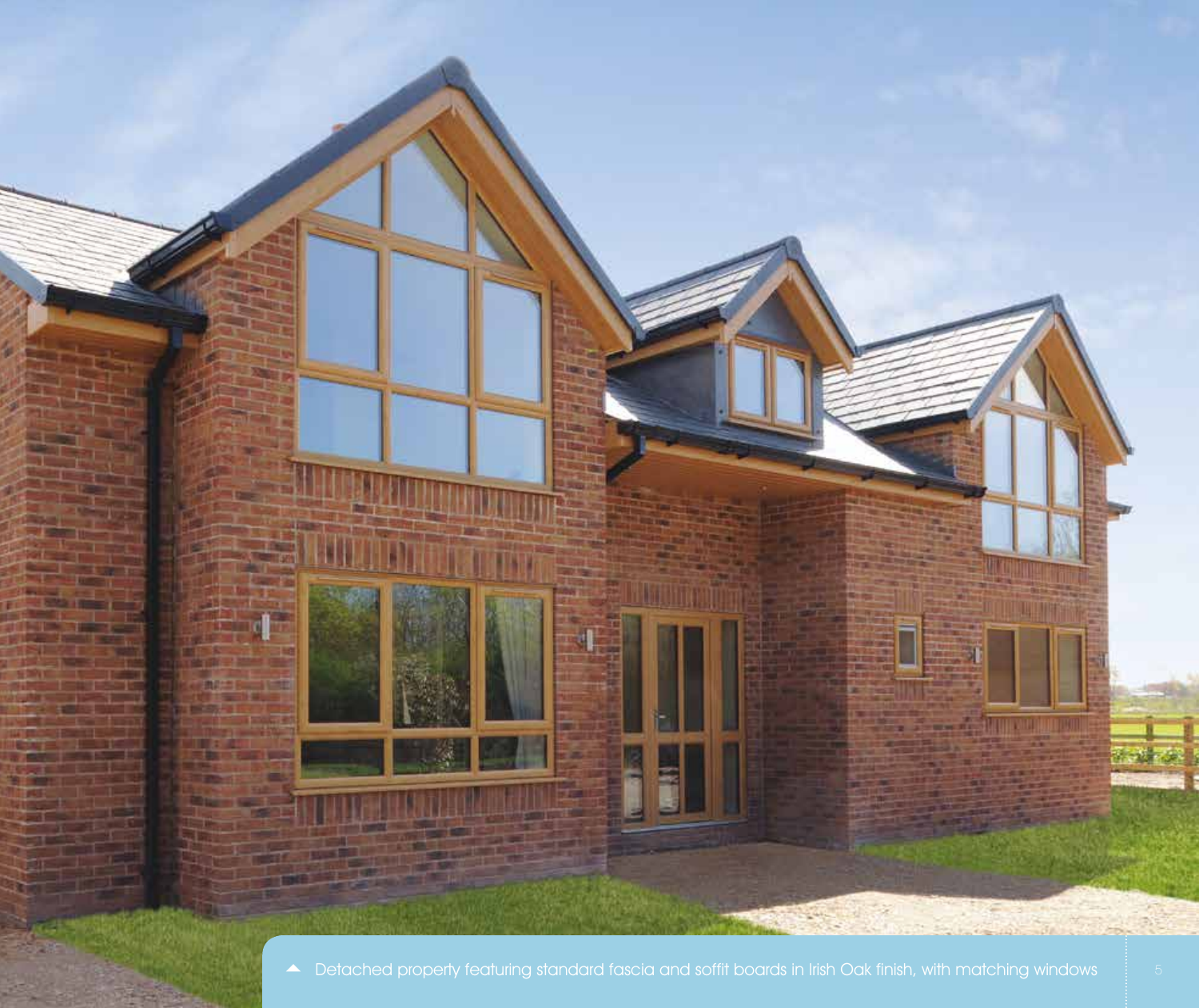▲ Detached property featuring standard fascia and soffit boards in Irish Oak finish, with matching windows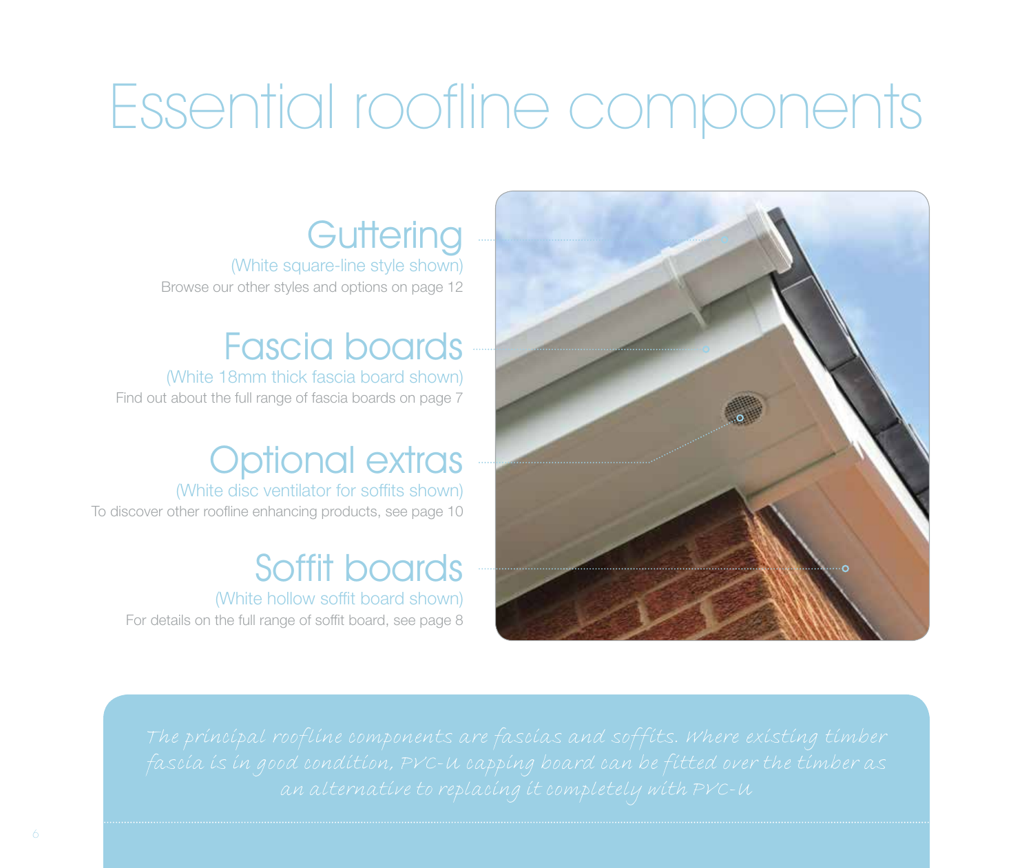# Essential roofline components

## Guttering

(White square-line style shown)

Browse our other styles and options on page 12

## Fascia boards

(White 18mm thick fascia board shown)

Find out about the full range of fascia boards on page 7

## Optional extras

(White disc ventilator for soffits shown)

To discover other roofline enhancing products, see page 10

## Soffit boards

(White hollow soffit board shown)

For details on the full range of soffit board, see page 8

*The principal roofline components are fascias and soffits. Where existing timber fascia is in good condition, PVC-U capping board can be fitted over the timber as an alternative to replacing it completely with PVC-U*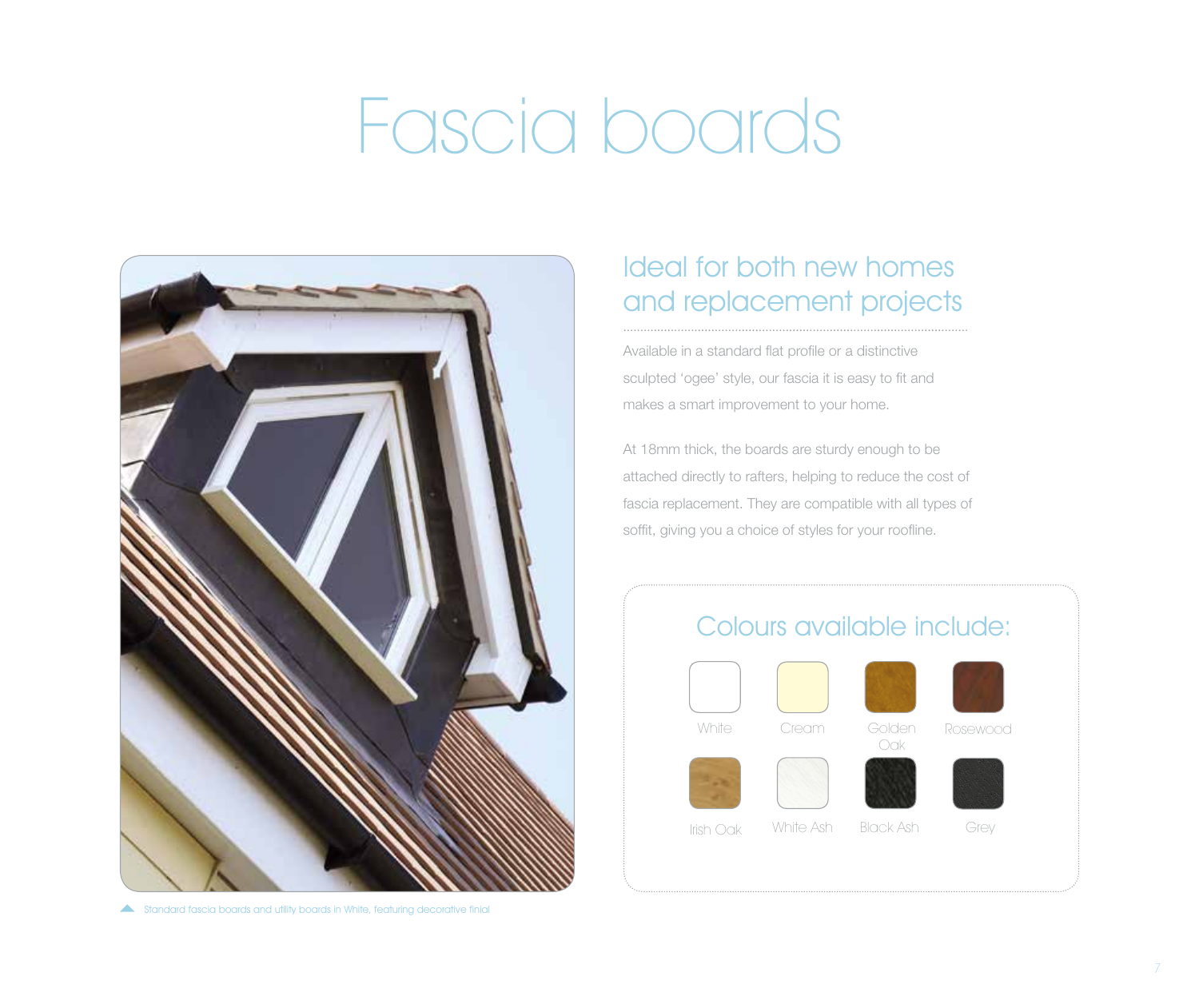# Fascia boards

## Ideal for both new homes and replacement projects

Available in a standard flat profile or a distinctive sculpted 'ogee' style, our fascia it is easy to fit and makes a smart improvement to your home.

At 18mm thick, the boards are sturdy enough to be attached directly to rafters, helping to reduce the cost of fascia replacement. They are compatible with all types of soffit, giving you a choice of styles for your roofline.

Standard fascia boards and utility boards in White, featuring decorative finial

### Colours available include:

- White
- Cream
- Golden Oak
- Rosewood
- Irish Oak
- White Ash
- Black Ash
- Grey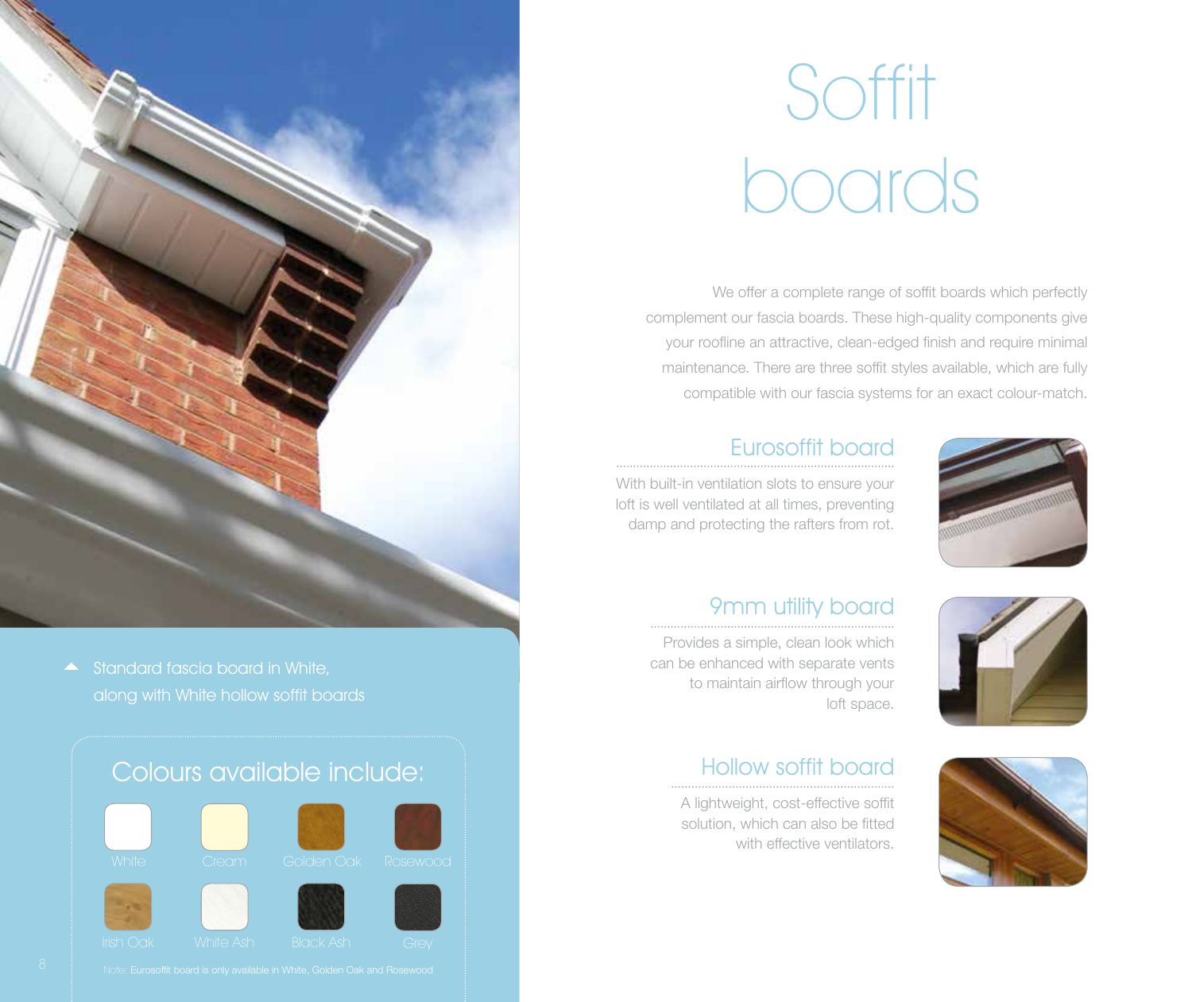# Soffit boards

We offer a complete range of soffit boards which perfectly complement our fascia boards. These high-quality components give your roofline an attractive, clean-edged finish and require minimal maintenance. There are three soffit styles available, which are fully compatible with our fascia systems for an exact colour-match.

## Eurosoffit board

With built-in ventilation slots to ensure your loft is well ventilated at all times, preventing damp and protecting the rafters from rot.

## 9mm utility board

Provides a simple, clean look which can be enhanced with separate vents to maintain airflow through your loft space.

## Hollow soffit board

A lightweight, cost-effective soffit solution, which can also be fitted with effective ventilators.

▲ Standard fascia board in White, along with White hollow soffit boards

## Colours available include:

- White
- Cream
- Golden Oak
- Rosewood
- Irish Oak
- White Ash
- Black Ash
- Grey

Note: Eurosoffit board is only available in White, Golden Oak and Rosewood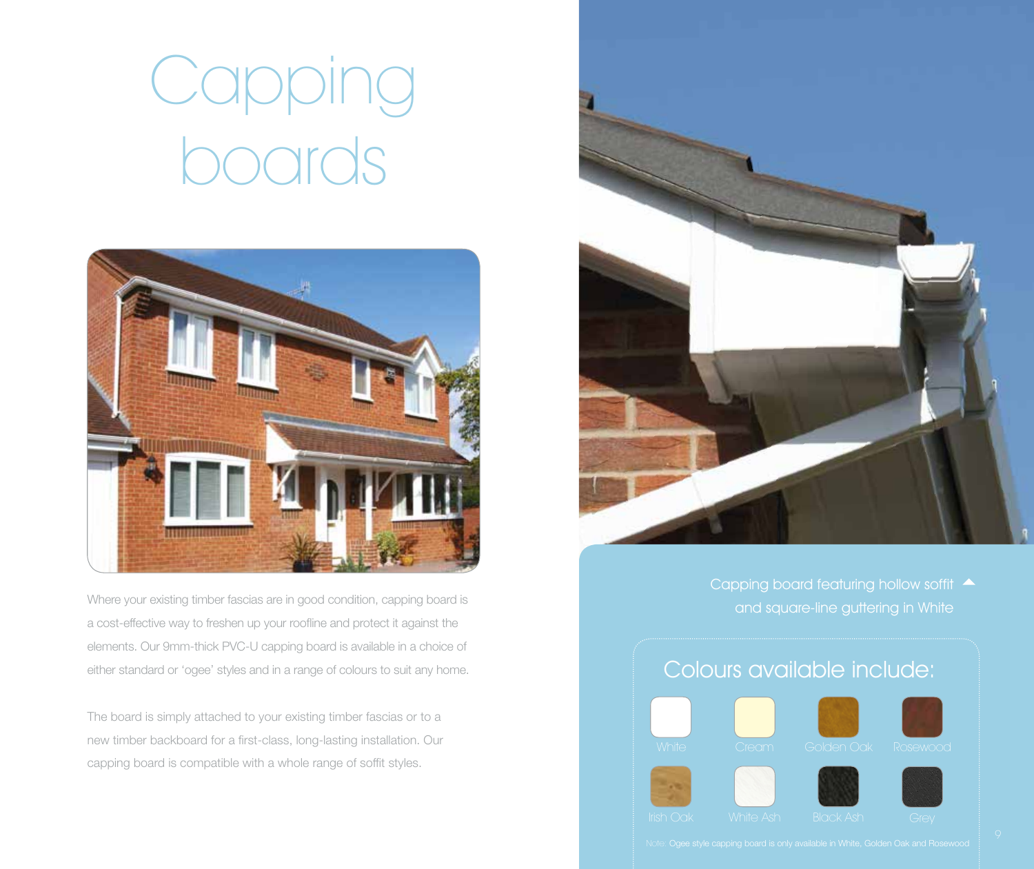# Capping boards

Where your existing timber fascias are in good condition, capping board is a cost-effective way to freshen up your roofline and protect it against the elements. Our 9mm-thick PVC-U capping board is available in a choice of either standard or 'ogee' styles and in a range of colours to suit any home.

The board is simply attached to your existing timber fascias or to a new timber backboard for a first-class, long-lasting installation. Our capping board is compatible with a whole range of soffit styles.

Capping board featuring hollow soffit and square-line guttering in White

## Colours available include:

White, Cream, Golden Oak, Rosewood, Irish Oak, White Ash, Black Ash, Grey

Note: Ogee style capping board is only available in White, Golden Oak and Rosewood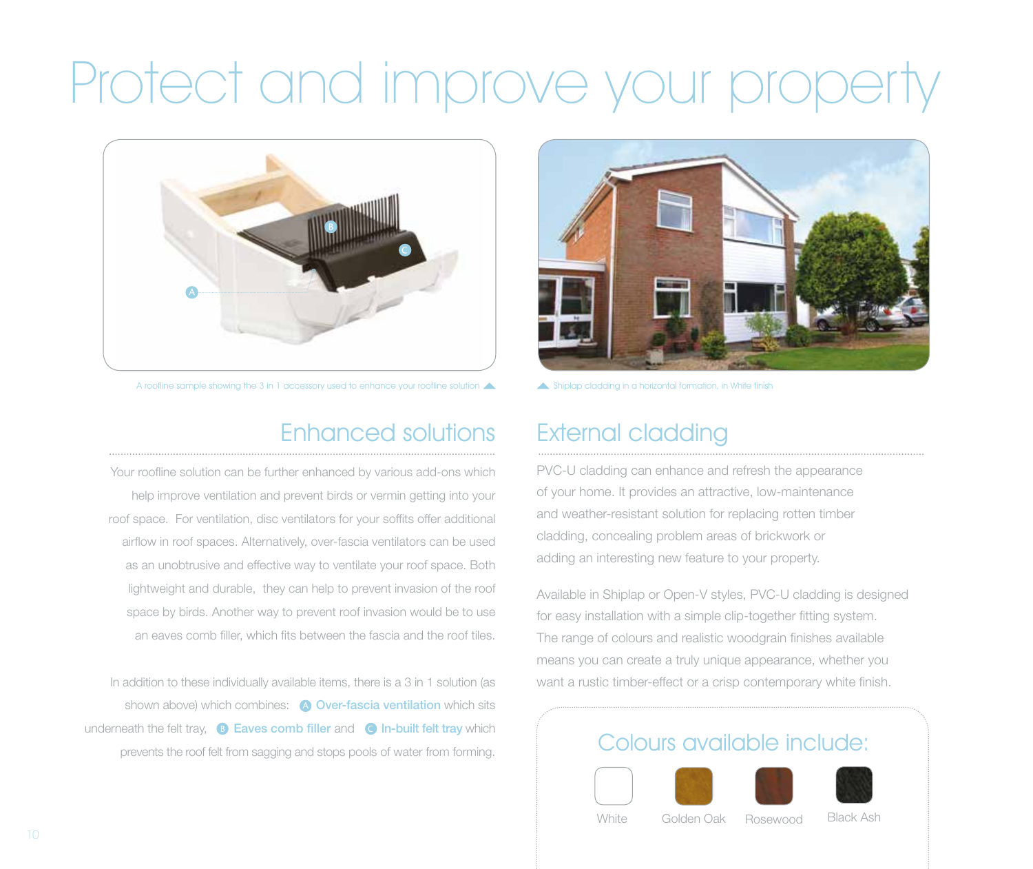# Protect and improve your property

A roofline sample showing the 3 in 1 accessory used to enhance your roofline solution

Shiplap cladding in a horizontal formation, in White finish

## Enhanced solutions

Your roofline solution can be further enhanced by various add-ons which help improve ventilation and prevent birds or vermin getting into your roof space. For ventilation, disc ventilators for your soffits offer additional airflow in roof spaces. Alternatively, over-fascia ventilators can be used as an unobtrusive and effective way to ventilate your roof space. Both lightweight and durable, they can help to prevent invasion of the roof space by birds. Another way to prevent roof invasion would be to use an eaves comb filler, which fits between the fascia and the roof tiles.

In addition to these individually available items, there is a 3 in 1 solution (as shown above) which combines: A **Over-fascia ventilation** which sits underneath the felt tray, B **Eaves comb filler** and C **In-built felt tray** which prevents the roof felt from sagging and stops pools of water from forming.

## External cladding

PVC-U cladding can enhance and refresh the appearance of your home. It provides an attractive, low-maintenance and weather-resistant solution for replacing rotten timber cladding, concealing problem areas of brickwork or adding an interesting new feature to your property.

Available in Shiplap or Open-V styles, PVC-U cladding is designed for easy installation with a simple clip-together fitting system. The range of colours and realistic woodgrain finishes available means you can create a truly unique appearance, whether you want a rustic timber-effect or a crisp contemporary white finish.

### Colours available include:

- White
- Golden Oak
- Rosewood
- Black Ash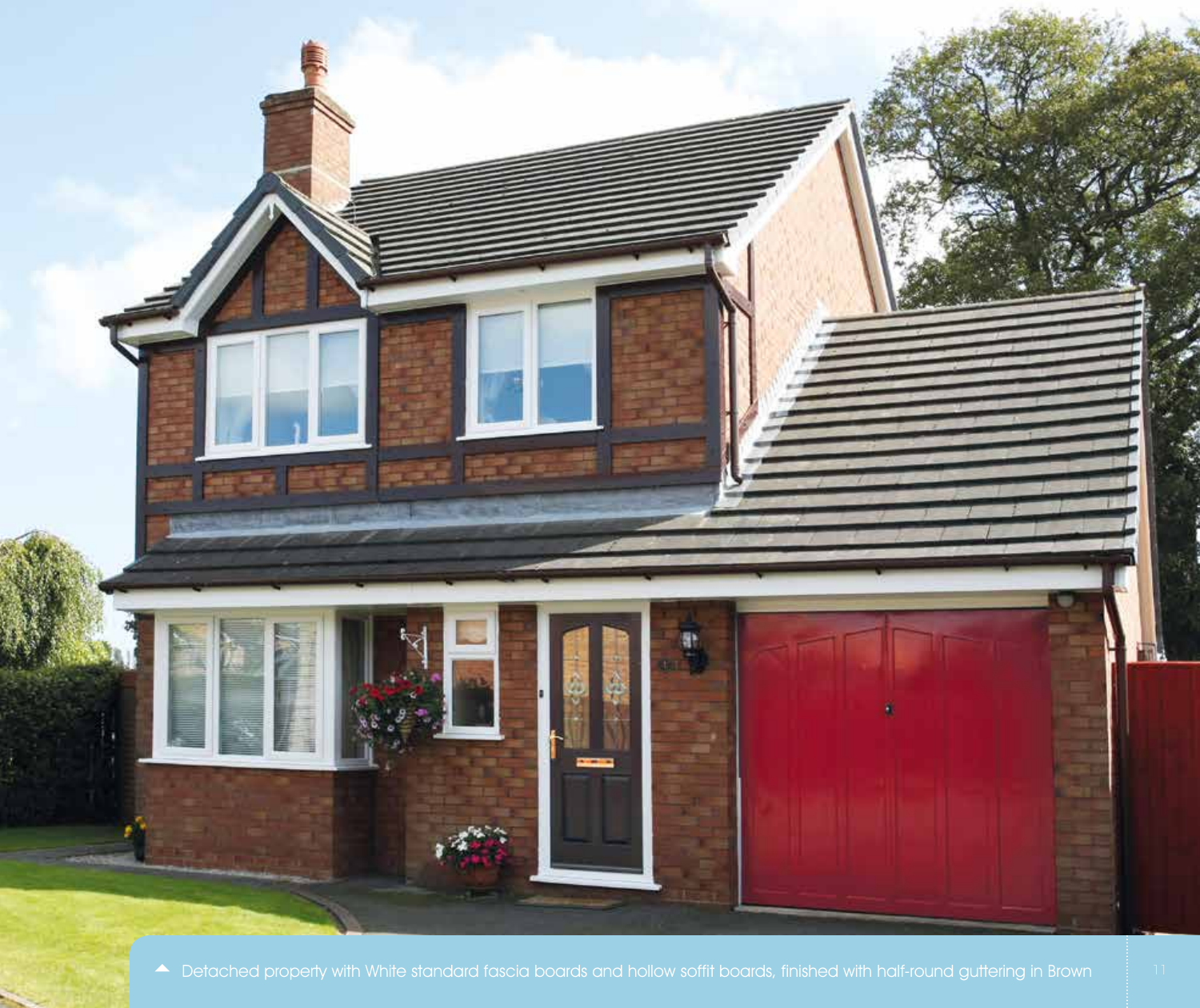▲ Detached property with White standard fascia boards and hollow soffit boards, finished with half-round guttering in Brown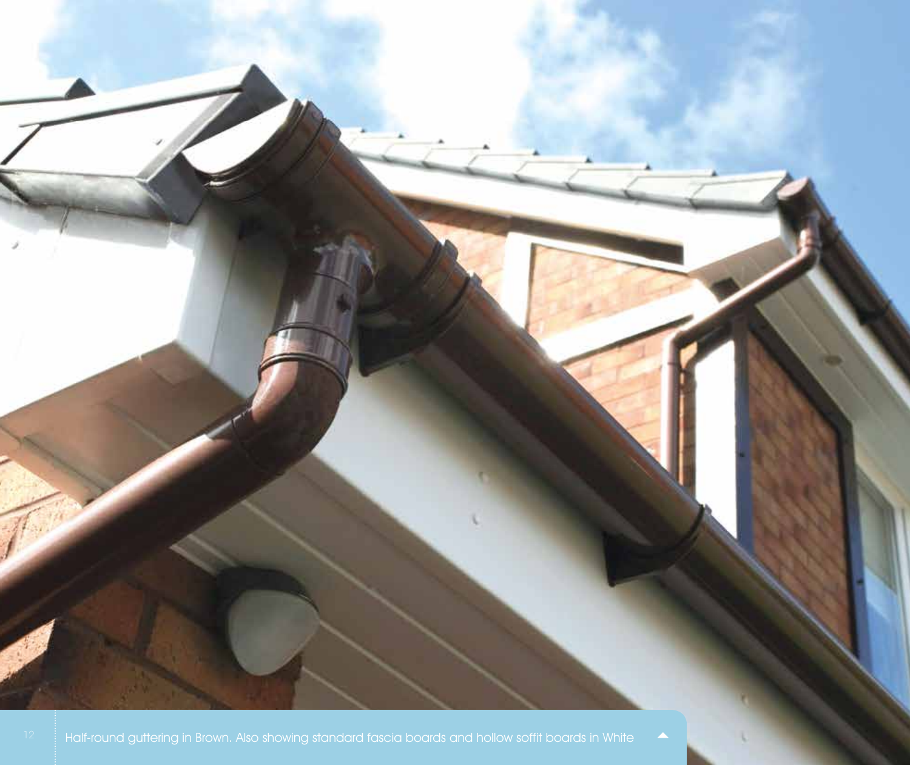Half-round guttering in Brown. Also showing standard fascia boards and hollow soffit boards in White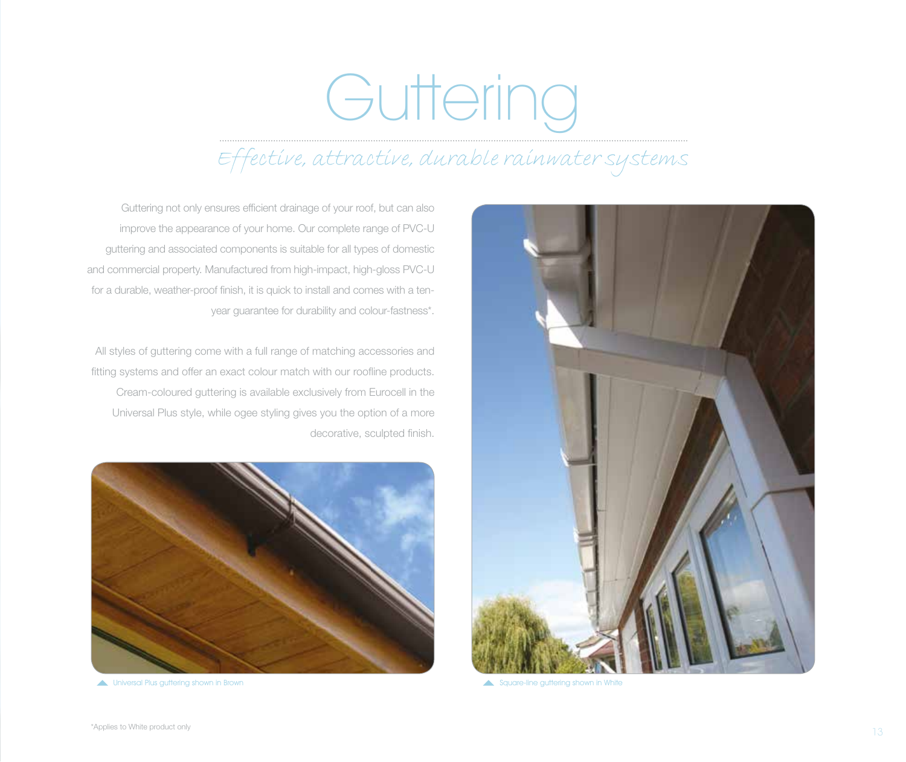# Guttering

*Effective, attractive, durable rainwater systems*

Guttering not only ensures efficient drainage of your roof, but can also improve the appearance of your home. Our complete range of PVC-U guttering and associated components is suitable for all types of domestic and commercial property. Manufactured from high-impact, high-gloss PVC-U for a durable, weather-proof finish, it is quick to install and comes with a ten-year guarantee for durability and colour-fastness*.

All styles of guttering come with a full range of matching accessories and fitting systems and offer an exact colour match with our roofline products. Cream-coloured guttering is available exclusively from Eurocell in the Universal Plus style, while ogee styling gives you the option of a more decorative, sculpted finish.

Universal Plus guttering shown in Brown

Square-line guttering shown in White

*Applies to White product only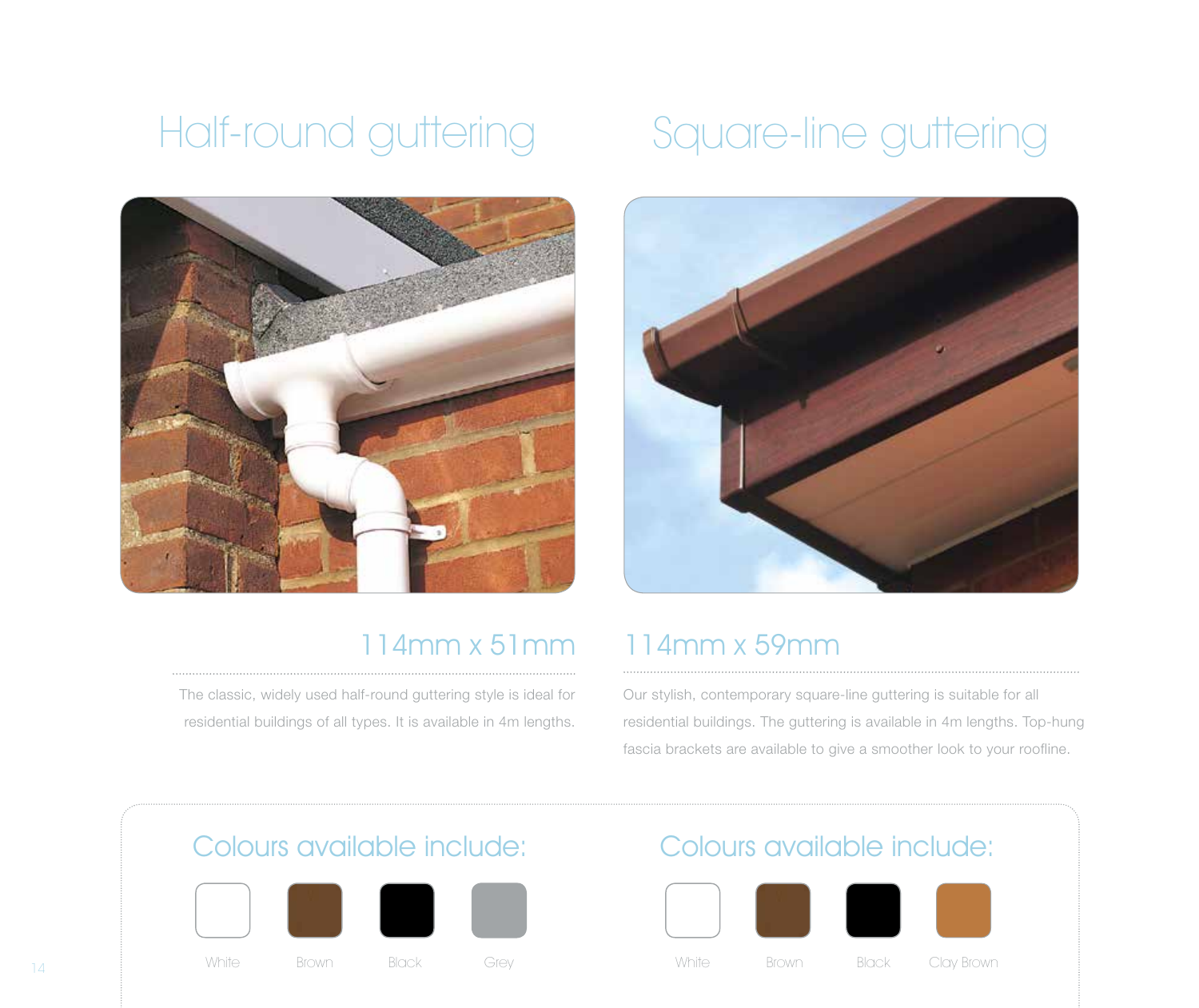## Half-round guttering

### 114mm x 51mm

The classic, widely used half-round guttering style is ideal for residential buildings of all types. It is available in 4m lengths.

### Colours available include:

White

Brown

Black

Grey

## Square-line guttering

### 114mm x 59mm

Our stylish, contemporary square-line guttering is suitable for all residential buildings. The guttering is available in 4m lengths. Top-hung fascia brackets are available to give a smoother look to your roofline.

### Colours available include:

White

Brown

Black

Clay Brown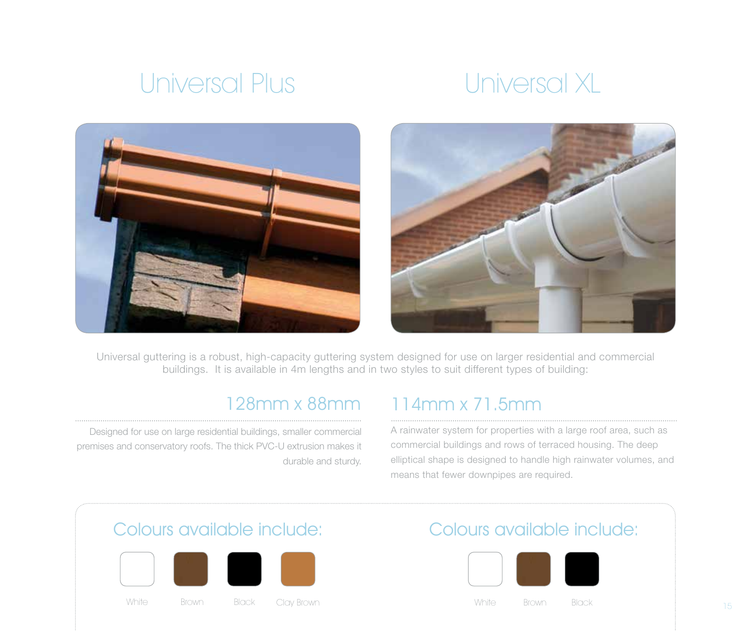## Universal Plus

## Universal XL

Universal guttering is a robust, high-capacity guttering system designed for use on larger residential and commercial buildings. It is available in 4m lengths and in two styles to suit different types of building:

### 128mm x 88mm

Designed for use on large residential buildings, smaller commercial premises and conservatory roofs. The thick PVC-U extrusion makes it durable and sturdy.

### 114mm x 71.5mm

A rainwater system for properties with a large roof area, such as commercial buildings and rows of terraced housing. The deep elliptical shape is designed to handle high rainwater volumes, and means that fewer downpipes are required.

### Colours available include:

White, Brown, Black, Clay Brown

### Colours available include:

White, Brown, Black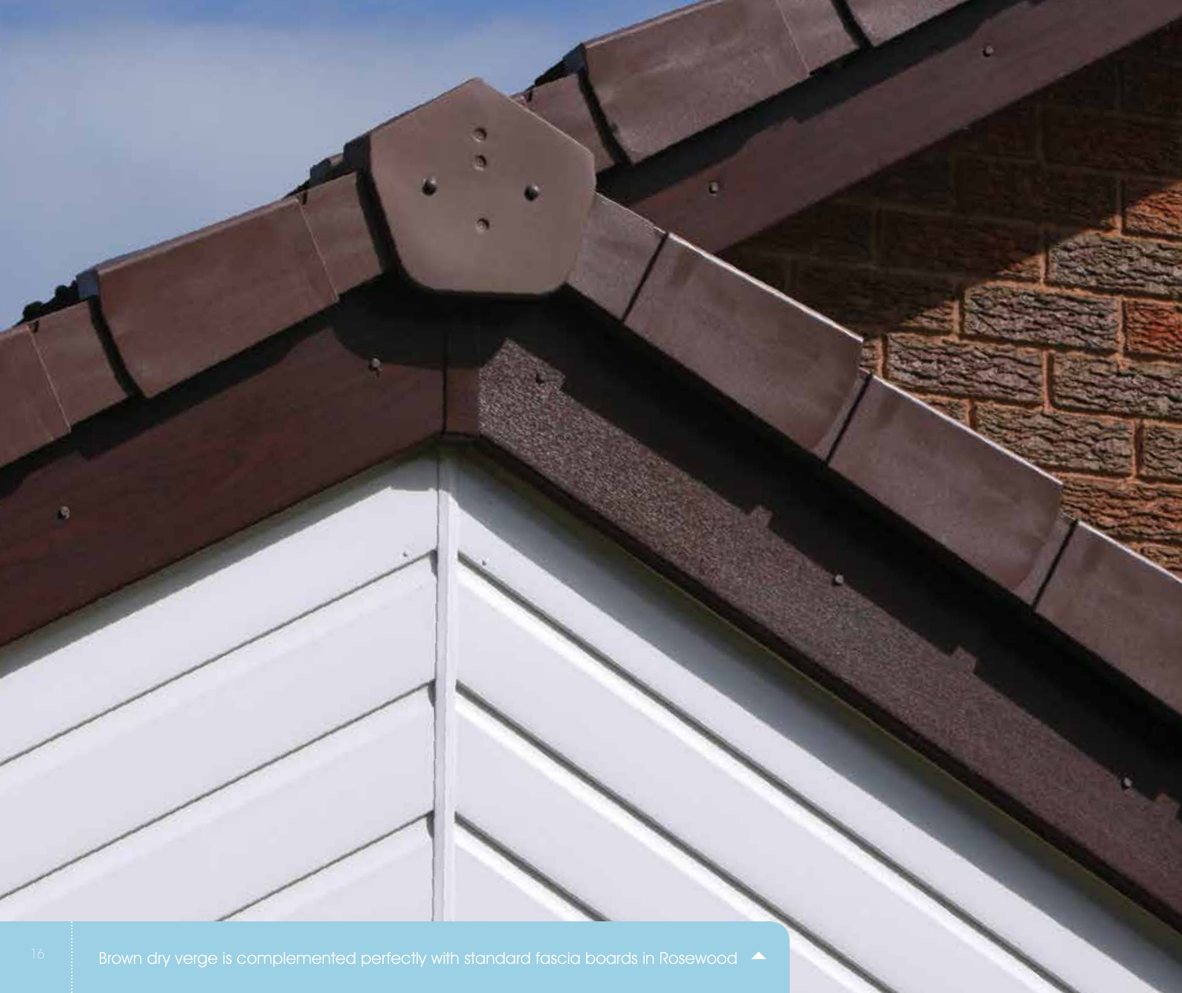Brown dry verge is complemented perfectly with standard fascia boards in Rosewood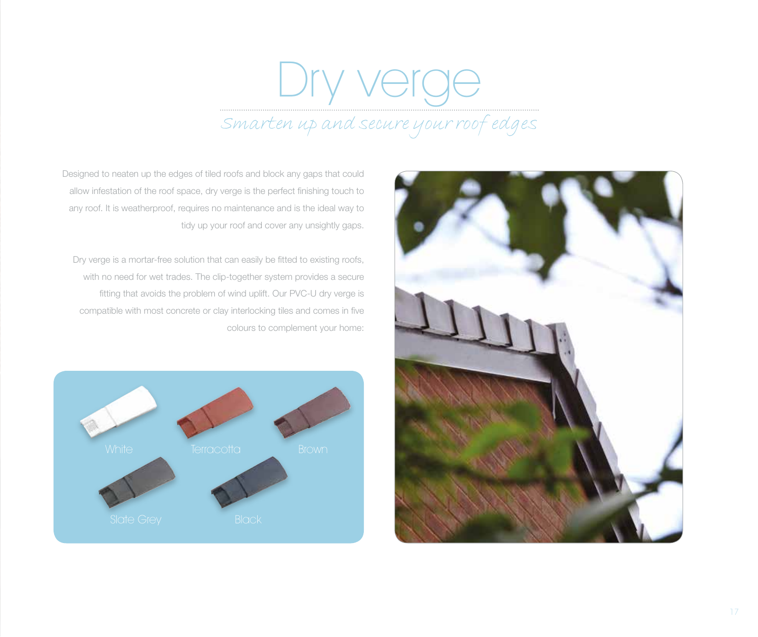# Dry verge

*Smarten up and secure your roof edges*

Designed to neaten up the edges of tiled roofs and block any gaps that could allow infestation of the roof space, dry verge is the perfect finishing touch to any roof. It is weatherproof, requires no maintenance and is the ideal way to tidy up your roof and cover any unsightly gaps.

Dry verge is a mortar-free solution that can easily be fitted to existing roofs, with no need for wet trades. The clip-together system provides a secure fitting that avoids the problem of wind uplift. Our PVC-U dry verge is compatible with most concrete or clay interlocking tiles and comes in five colours to complement your home:

White

Terracotta

Brown

Slate Grey

Black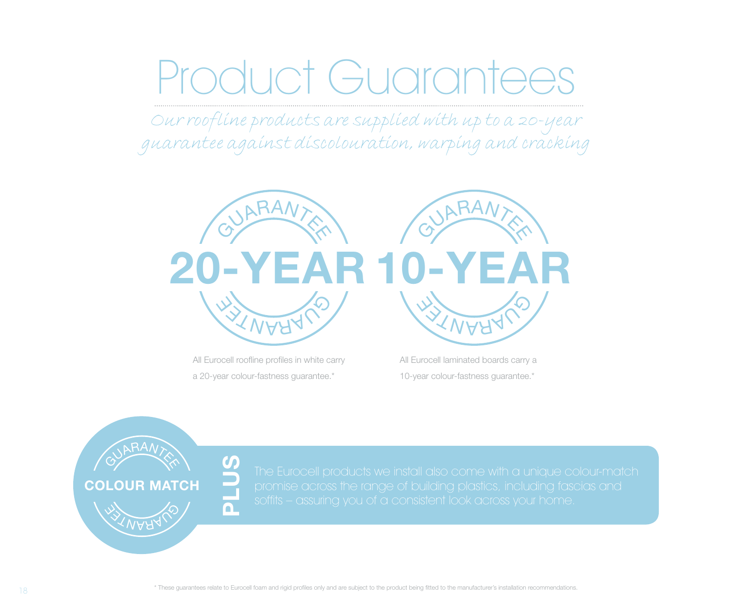# Product Guarantees

*Our roofline products are supplied with up to a 20-year guarantee against discolouration, warping and cracking*

**GUARANTEE 20-YEAR GUARANTEE**

All Eurocell roofline profiles in white carry a 20-year colour-fastness guarantee.*

**GUARANTEE 10-YEAR GUARANTEE**

All Eurocell laminated boards carry a 10-year colour-fastness guarantee.*

**GUARANTEE COLOUR MATCH GUARANTEE**

**PLUS**

The Eurocell products we install also come with a unique colour-match promise across the range of building plastics, including fascias and soffits – assuring you of a consistent look across your home.

* These guarantees relate to Eurocell foam and rigid profiles only and are subject to the product being fitted to the manufacturer's installation recommendations.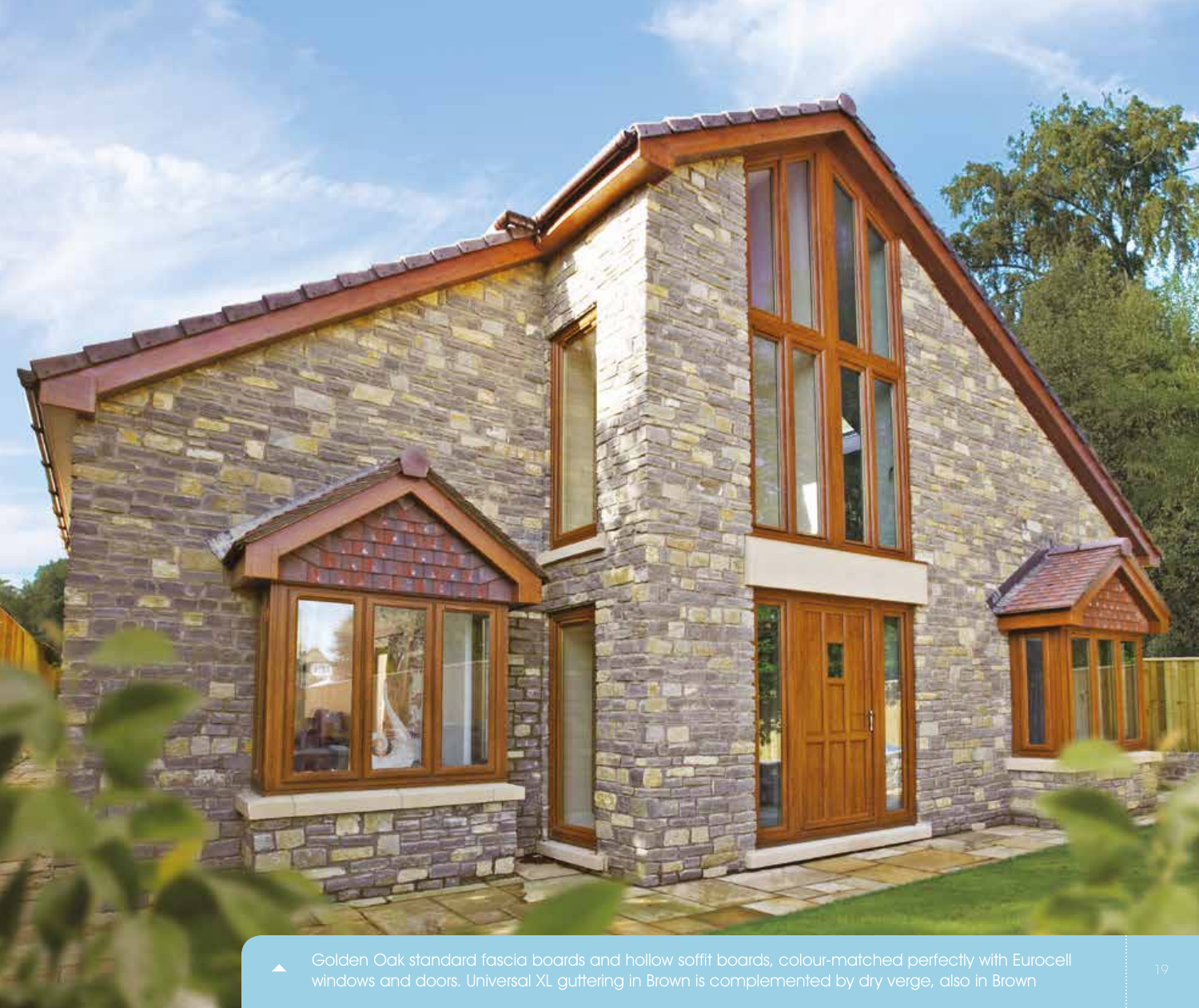Golden Oak standard fascia boards and hollow soffit boards, colour-matched perfectly with Eurocell windows and doors. Universal XL guttering in Brown is complemented by dry verge, also in Brown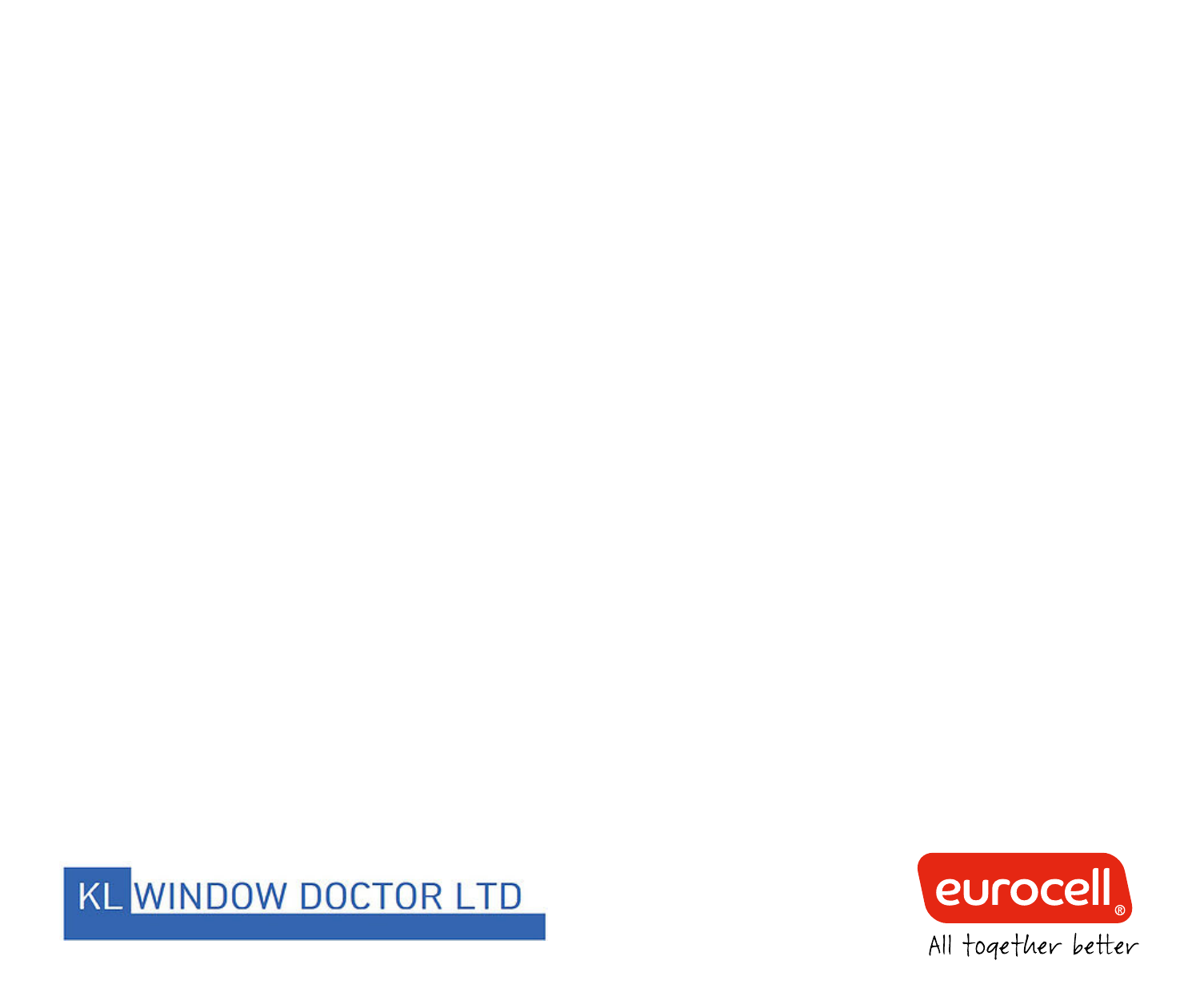KL WINDOW DOCTOR LTD

eurocell®

All together better